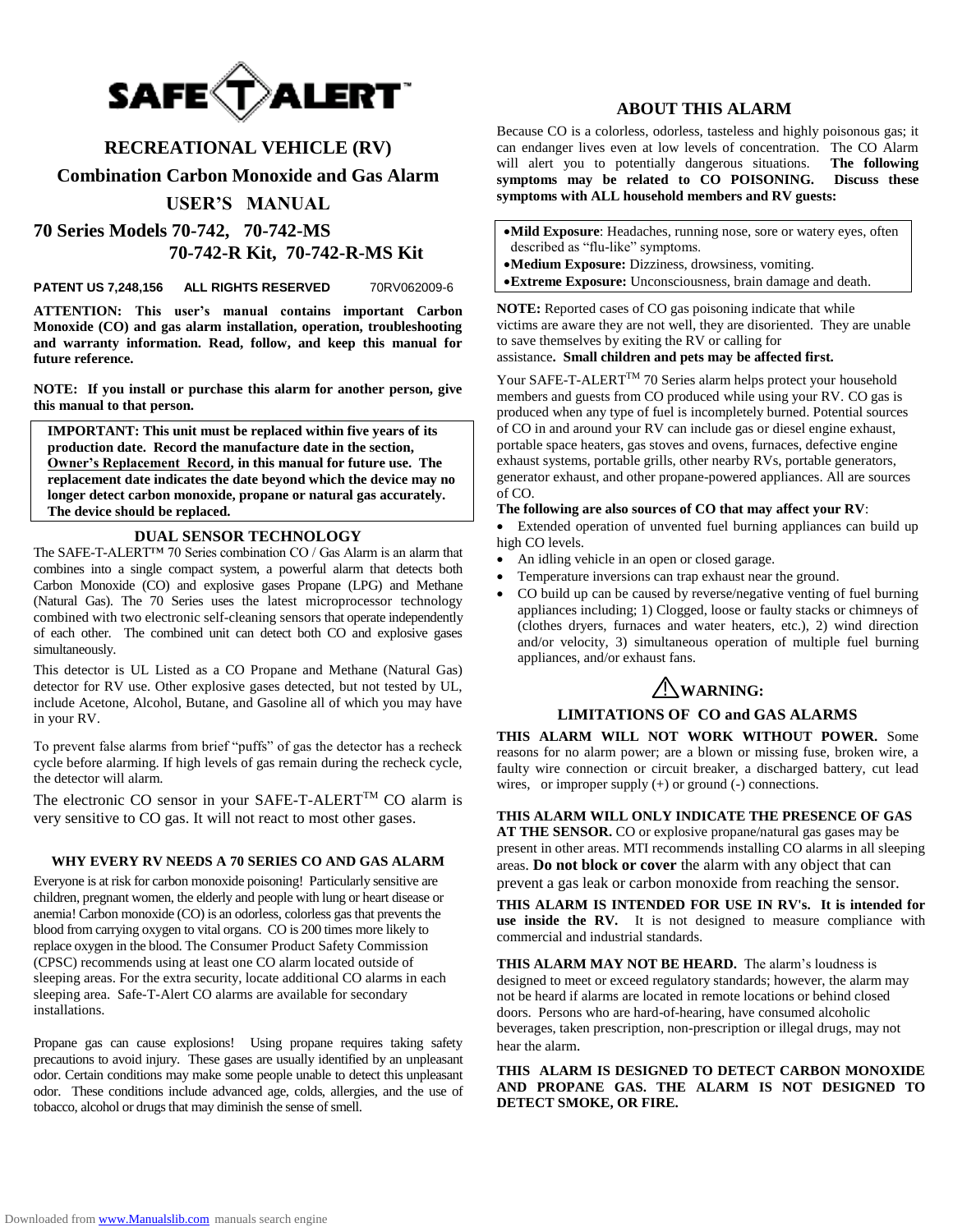SAFE-T-ALERT™

# RECREATIONAL VEHICLE (RV)

## Combination Carbon Monoxide and Gas Alarm

## USER'S MANUAL

## 70 Series Models 70-742, 70-742-MS 70-742-R Kit, 70-742-R-MS Kit

**PATENT US 7,248,156 ALL RIGHTS RESERVED** 70RV062009-6

**ATTENTION: This user's manual contains important Carbon Monoxide (CO) and gas alarm installation, operation, troubleshooting and warranty information. Read, follow, and keep this manual for future reference.**

**NOTE: If you install or purchase this alarm for another person, give this manual to that person.**

> **IMPORTANT: This unit must be replaced within five years of its production date. Record the manufacture date in the section, <u>Owner's Replacement Record</u>, in this manual for future use. The replacement date indicates the date beyond which the device may no longer detect carbon monoxide, propane or natural gas accurately. The device should be replaced.**

### DUAL SENSOR TECHNOLOGY

The SAFE-T-ALERT™ 70 Series combination CO / Gas Alarm is an alarm that combines into a single compact system, a powerful alarm that detects both Carbon Monoxide (CO) and explosive gases Propane (LPG) and Methane (Natural Gas). The 70 Series uses the latest microprocessor technology combined with two electronic self-cleaning sensors that operate independently of each other. The combined unit can detect both CO and explosive gases simultaneously.

This detector is UL Listed as a CO Propane and Methane (Natural Gas) detector for RV use. Other explosive gases detected, but not tested by UL, include Acetone, Alcohol, Butane, and Gasoline all of which you may have in your RV.

To prevent false alarms from brief "puffs" of gas the detector has a recheck cycle before alarming. If high levels of gas remain during the recheck cycle, the detector will alarm.

The electronic CO sensor in your SAFE-T-ALERT™ CO alarm is very sensitive to CO gas. It will not react to most other gases.

### WHY EVERY RV NEEDS A 70 SERIES CO AND GAS ALARM

Everyone is at risk for carbon monoxide poisoning! Particularly sensitive are children, pregnant women, the elderly and people with lung or heart disease or anemia! Carbon monoxide (CO) is an odorless, colorless gas that prevents the blood from carrying oxygen to vital organs. CO is 200 times more likely to replace oxygen in the blood. The Consumer Product Safety Commission (CPSC) recommends using at least one CO alarm located outside of sleeping areas. For the extra security, locate additional CO alarms in each sleeping area. Safe-T-Alert CO alarms are available for secondary installations.

Propane gas can cause explosions! Using propane requires taking safety precautions to avoid injury. These gases are usually identified by an unpleasant odor. Certain conditions may make some people unable to detect this unpleasant odor. These conditions include advanced age, colds, allergies, and the use of tobacco, alcohol or drugs that may diminish the sense of smell.

### ABOUT THIS ALARM

Because CO is a colorless, odorless, tasteless and highly poisonous gas; it can endanger lives even at low levels of concentration. The CO Alarm will alert you to potentially dangerous situations. **The following symptoms may be related to CO POISONING. Discuss these symptoms with ALL household members and RV guests:**

- **Mild Exposure**: Headaches, running nose, sore or watery eyes, often described as "flu-like" symptoms.
- **Medium Exposure:** Dizziness, drowsiness, vomiting.
- **Extreme Exposure:** Unconsciousness, brain damage and death.

**NOTE:** Reported cases of CO gas poisoning indicate that while victims are aware they are not well, they are disoriented. They are unable to save themselves by exiting the RV or calling for assistance**. Small children and pets may be affected first.**

Your SAFE-T-ALERT™ 70 Series alarm helps protect your household members and guests from CO produced while using your RV. CO gas is produced when any type of fuel is incompletely burned. Potential sources of CO in and around your RV can include gas or diesel engine exhaust, portable space heaters, gas stoves and ovens, furnaces, defective engine exhaust systems, portable grills, other nearby RVs, portable generators, generator exhaust, and other propane-powered appliances. All are sources of CO.

**The following are also sources of CO that may affect your RV**:

- Extended operation of unvented fuel burning appliances can build up high CO levels.
- An idling vehicle in an open or closed garage.
- Temperature inversions can trap exhaust near the ground.
- CO build up can be caused by reverse/negative venting of fuel burning appliances including; 1) Clogged, loose or faulty stacks or chimneys of (clothes dryers, furnaces and water heaters, etc.), 2) wind direction and/or velocity, 3) simultaneous operation of multiple fuel burning appliances, and/or exhaust fans.

### ⚠WARNING:

### LIMITATIONS OF CO and GAS ALARMS

**THIS ALARM WILL NOT WORK WITHOUT POWER.** Some reasons for no alarm power; are a blown or missing fuse, broken wire, a faulty wire connection or circuit breaker, a discharged battery, cut lead wires, or improper supply (+) or ground (-) connections.

**THIS ALARM WILL ONLY INDICATE THE PRESENCE OF GAS AT THE SENSOR.** CO or explosive propane/natural gas gases may be present in other areas. MTI recommends installing CO alarms in all sleeping areas. **Do not block or cover** the alarm with any object that can prevent a gas leak or carbon monoxide from reaching the sensor.

**THIS ALARM IS INTENDED FOR USE IN RV's. It is intended for use inside the RV.** It is not designed to measure compliance with commercial and industrial standards.

**THIS ALARM MAY NOT BE HEARD.** The alarm's loudness is designed to meet or exceed regulatory standards; however, the alarm may not be heard if alarms are located in remote locations or behind closed doors. Persons who are hard-of-hearing, have consumed alcoholic beverages, taken prescription, non-prescription or illegal drugs, may not hear the alarm.

**THIS ALARM IS DESIGNED TO DETECT CARBON MONOXIDE AND PROPANE GAS. THE ALARM IS NOT DESIGNED TO DETECT SMOKE, OR FIRE.**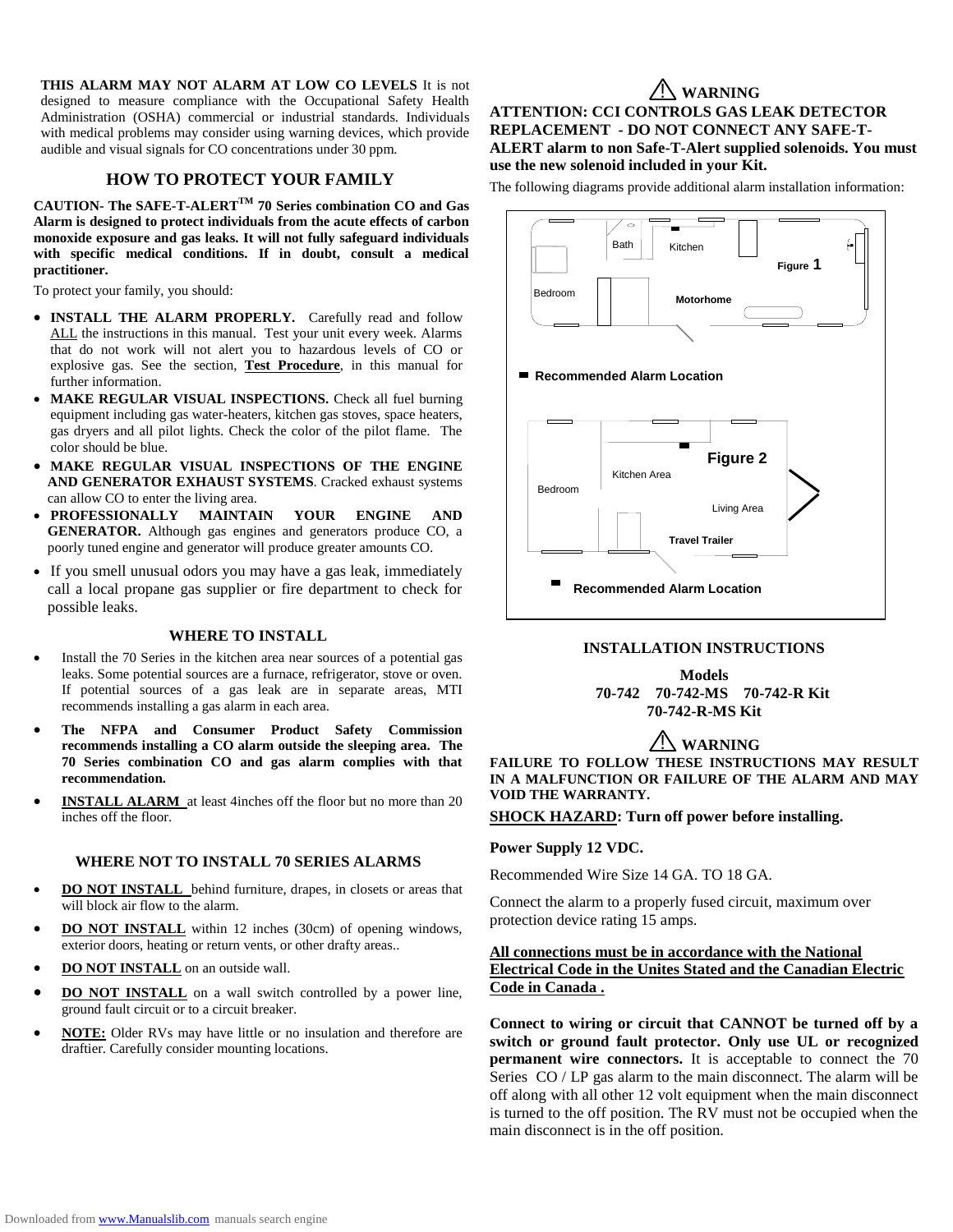**THIS ALARM MAY NOT ALARM AT LOW CO LEVELS** It is not designed to measure compliance with the Occupational Safety Health Administration (OSHA) commercial or industrial standards. Individuals with medical problems may consider using warning devices, which provide audible and visual signals for CO concentrations under 30 ppm.

## HOW TO PROTECT YOUR FAMILY

**CAUTION- The SAFE-T-ALERT™ 70 Series combination CO and Gas Alarm is designed to protect individuals from the acute effects of carbon monoxide exposure and gas leaks. It will not fully safeguard individuals with specific medical conditions. If in doubt, consult a medical practitioner.**

To protect your family, you should:

- **INSTALL THE ALARM PROPERLY.** Carefully read and follow ALL the instructions in this manual. Test your unit every week. Alarms that do not work will not alert you to hazardous levels of CO or explosive gas. See the section, **Test Procedure**, in this manual for further information.
- **MAKE REGULAR VISUAL INSPECTIONS.** Check all fuel burning equipment including gas water-heaters, kitchen gas stoves, space heaters, gas dryers and all pilot lights. Check the color of the pilot flame. The color should be blue.
- **MAKE REGULAR VISUAL INSPECTIONS OF THE ENGINE AND GENERATOR EXHAUST SYSTEMS**. Cracked exhaust systems can allow CO to enter the living area.
- **PROFESSIONALLY MAINTAIN YOUR ENGINE AND GENERATOR.** Although gas engines and generators produce CO, a poorly tuned engine and generator will produce greater amounts CO.
- If you smell unusual odors you may have a gas leak, immediately call a local propane gas supplier or fire department to check for possible leaks.

### WHERE TO INSTALL

- Install the 70 Series in the kitchen area near sources of a potential gas leaks. Some potential sources are a furnace, refrigerator, stove or oven. If potential sources of a gas leak are in separate areas, MTI recommends installing a gas alarm in each area.
- **The NFPA and Consumer Product Safety Commission recommends installing a CO alarm outside the sleeping area. The 70 Series combination CO and gas alarm complies with that recommendation.**
- **INSTALL ALARM** at least 4inches off the floor but no more than 20 inches off the floor.

### WHERE NOT TO INSTALL 70 SERIES ALARMS

- **DO NOT INSTALL** behind furniture, drapes, in closets or areas that will block air flow to the alarm.
- **DO NOT INSTALL** within 12 inches (30cm) of opening windows, exterior doors, heating or return vents, or other drafty areas..
- **DO NOT INSTALL** on an outside wall.
- **DO NOT INSTALL** on a wall switch controlled by a power line, ground fault circuit or to a circuit breaker.
- **NOTE:** Older RVs may have little or no insulation and therefore are draftier. Carefully consider mounting locations.

### ⚠ WARNING

**ATTENTION: CCI CONTROLS GAS LEAK DETECTOR REPLACEMENT - DO NOT CONNECT ANY SAFE-T-ALERT alarm to non Safe-T-Alert supplied solenoids. You must use the new solenoid included in your Kit.**

The following diagrams provide additional alarm installation information:

Bath, Kitchen, Bedroom, Motorhome

Figure 1

Recommended Alarm Location

Kitchen Area, Bedroom, Living Area, Travel Trailer

Figure 2

Recommended Alarm Location

### INSTALLATION INSTRUCTIONS

**Models**
**70-742 70-742-MS 70-742-R Kit**
**70-742-R-MS Kit**

### ⚠ WARNING

**FAILURE TO FOLLOW THESE INSTRUCTIONS MAY RESULT IN A MALFUNCTION OR FAILURE OF THE ALARM AND MAY VOID THE WARRANTY.**

**SHOCK HAZARD: Turn off power before installing.**

**Power Supply 12 VDC.**

Recommended Wire Size 14 GA. TO 18 GA.

Connect the alarm to a properly fused circuit, maximum over protection device rating 15 amps.

**All connections must be in accordance with the National Electrical Code in the Unites Stated and the Canadian Electric Code in Canada .**

**Connect to wiring or circuit that CANNOT be turned off by a switch or ground fault protector. Only use UL or recognized permanent wire connectors.** It is acceptable to connect the 70 Series CO / LP gas alarm to the main disconnect. The alarm will be off along with all other 12 volt equipment when the main disconnect is turned to the off position. The RV must not be occupied when the main disconnect is in the off position.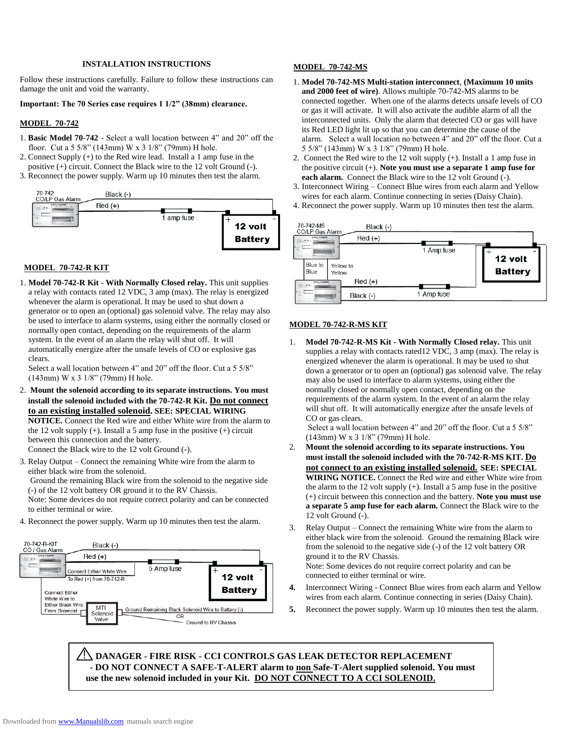INSTALLATION INSTRUCTIONS

Follow these instructions carefully. Failure to follow these instructions can damage the unit and void the warranty.

**Important: The 70 Series case requires 1 1/2" (38mm) clearance.**

## MODEL 70-742

1. **Basic Model 70-742** - Select a wall location between 4" and 20" off the floor. Cut a 5 5/8" (143mm) W x 3 1/8" (79mm) H hole.
2. Connect Supply (+) to the Red wire lead. Install a 1 amp fuse in the positive (+) circuit. Connect the Black wire to the 12 volt Ground (-).
3. Reconnect the power supply. Warm up 10 minutes then test the alarm.

70-742 CO/LP Gas Alarm — Black (-) — Red (+) — 1 amp fuse — 12 volt Battery

## MODEL 70-742-R KIT

1. **Model 70-742-R Kit - With Normally Closed relay.** This unit supplies a relay with contacts rated 12 VDC, 3 amp (max). The relay is energized whenever the alarm is operational. It may be used to shut down a generator or to open an (optional) gas solenoid valve. The relay may also be used to interface to alarm systems, using either the normally closed or normally open contact, depending on the requirements of the alarm system. In the event of an alarm the relay will shut off. It will automatically energize after the unsafe levels of CO or explosive gas clears.
   Select a wall location between 4" and 20" off the floor. Cut a 5 5/8" (143mm) W x 3 1/8" (79mm) H hole.
2. **Mount the solenoid according to its separate instructions. You must install the solenoid included with the 70-742-R Kit. <u>Do not connect to an existing installed solenoid</u>. SEE: SPECIAL WIRING NOTICE.** Connect the Red wire and either White wire from the alarm to the 12 volt supply (+). Install a 5 amp fuse in the positive (+) circuit between this connection and the battery.
   Connect the Black wire to the 12 volt Ground (-).
3. Relay Output – Connect the remaining White wire from the alarm to either black wire from the solenoid.
   Ground the remaining Black wire from the solenoid to the negative side (-) of the 12 volt battery OR ground it to the RV Chassis.
   Note: Some devices do not require correct polarity and can be connected to either terminal or wire.
4. Reconnect the power supply. Warm up 10 minutes then test the alarm.

70-742-R-KIT CO / Gas Alarm — Black (-) — Red (+) — Connect Either White Wire To Red (+) from 70-742-R — 5 Amp fuse — 12 volt Battery — Connect Either White Wire to Either Black Wire From Solenoid — MTI Solenoid Valve — Ground Remaining Black Solenoid Wire to Battery (-) OR Ground to RV Chassis

## MODEL 70-742-MS

1. **Model 70-742-MS Multi-station interconnect**, **(Maximum 10 units and 2000 feet of wire)**. Allows multiple 70-742-MS alarms to be connected together. When one of the alarms detects unsafe levels of CO or gas it will activate. It will also activate the audible alarm of all the interconnected units. Only the alarm that detected CO or gas will have its Red LED light lit up so that you can determine the cause of the alarm. Select a wall location no between 4" and 20" off the floor. Cut a 5 5/8" (143mm) W x 3 1/8" (79mm) H hole.
2. Connect the Red wire to the 12 volt supply (+). Install a 1 amp fuse in the positive circuit (+). **Note you must use a separate 1 amp fuse for each alarm.** Connect the Black wire to the 12 volt Ground (-).
3. Interconnect Wiring – Connect Blue wires from each alarm and Yellow wires for each alarm. Continue connecting in series (Daisy Chain).
4. Reconnect the power supply. Warm up 10 minutes then test the alarm.

70-742-MS CO/LP Gas Alarm — Black (-) — Red (+) — 1 Amp fuse — 12 volt Battery — Blue to Blue — Yellow to Yellow — Red (+) — Black (-) — 1 Amp fuse

## MODEL 70-742-R-MS KIT

1. **Model 70-742-R-MS Kit - With Normally Closed relay.** This unit supplies a relay with contacts rated12 VDC, 3 amp (max). The relay is energized whenever the alarm is operational. It may be used to shut down a generator or to open an (optional) gas solenoid valve. The relay may also be used to interface to alarm systems, using either the normally closed or normally open contact, depending on the requirements of the alarm system. In the event of an alarm the relay will shut off. It will automatically energize after the unsafe levels of CO or gas clears.
   Select a wall location between 4" and 20" off the floor. Cut a 5 5/8" (143mm) W x 3 1/8" (79mm) H hole.
2. **Mount the solenoid according to its separate instructions. You must install the solenoid included with the 70-742-R-MS KIT. <u>Do not connect to an existing installed solenoid.</u> SEE: SPECIAL WIRING NOTICE.** Connect the Red wire and either White wire from the alarm to the 12 volt supply (+). Install a 5 amp fuse in the positive (+) circuit between this connection and the battery. **Note you must use a separate 5 amp fuse for each alarm.** Connect the Black wire to the 12 volt Ground (-).
3. Relay Output – Connect the remaining White wire from the alarm to either black wire from the solenoid. Ground the remaining Black wire from the solenoid to the negative side (-) of the 12 volt battery OR ground it to the RV Chassis.
   Note: Some devices do not require correct polarity and can be connected to either terminal or wire.
4. Interconnect Wiring - Connect Blue wires from each alarm and Yellow wires from each alarm. Continue connecting in series (Daisy Chain).
5. Reconnect the power supply. Warm up 10 minutes then test the alarm.

**⚠ DANAGER - FIRE RISK - CCI CONTROLS GAS LEAK DETECTOR REPLACEMENT - DO NOT CONNECT A SAFE-T-ALERT alarm to <u>non</u> Safe-T-Alert supplied solenoid. You must use the new solenoid included in your Kit. <u>DO NOT CONNECT TO A CCI SOLENOID.</u>**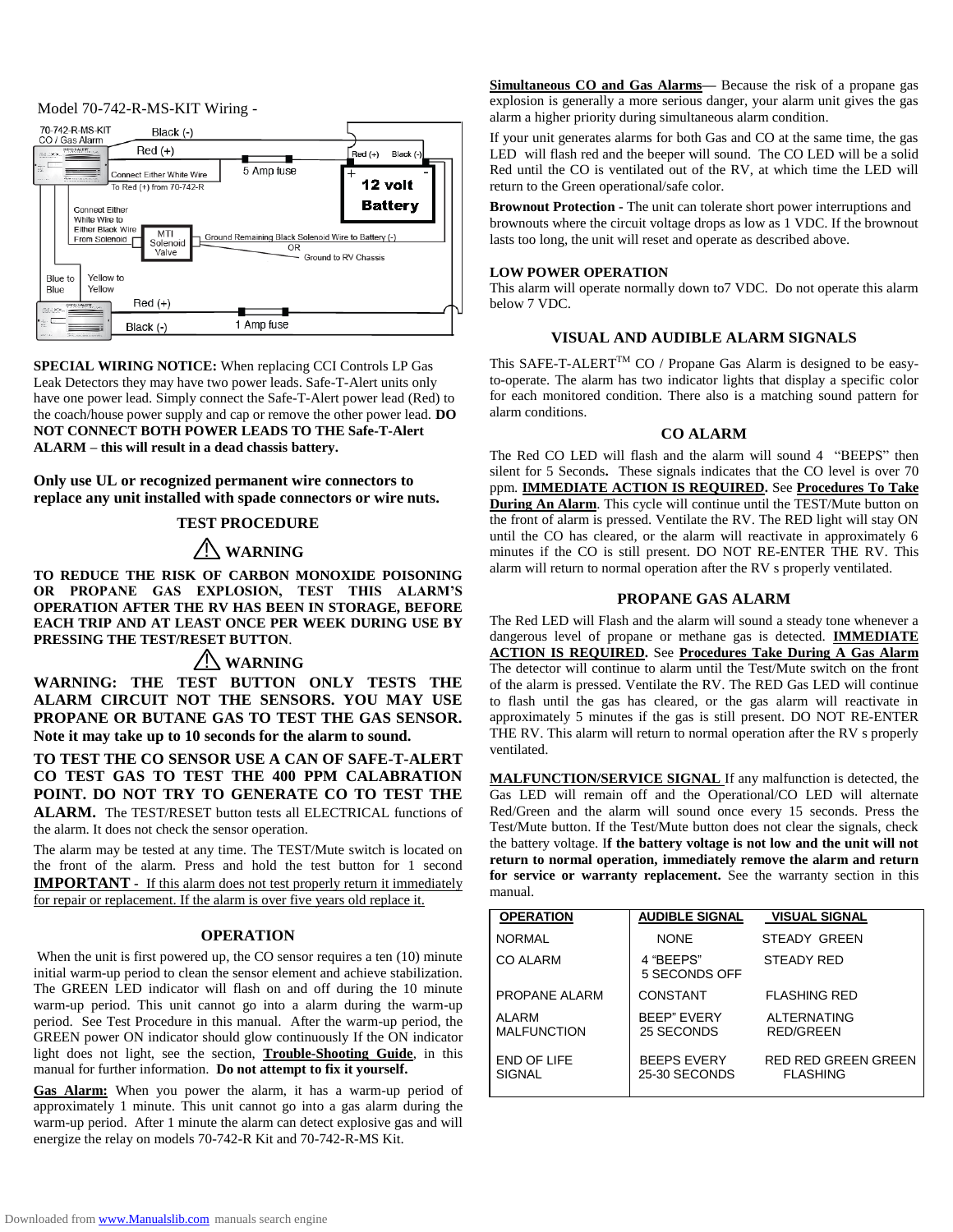Model 70-742-R-MS-KIT Wiring -

70-742-R-MS-KIT CO / Gas Alarm

Black (-)

Red (+)

Connect Either White Wire To Red (+) from 70-742-R

5 Amp fuse

Red (+) Black (-)

12 volt Battery

Connect Either White Wire to Either Black Wire From Solenoid

MTI Solenoid Valve

Ground Remaining Black Solenoid Wire to Battery (-) OR Ground to RV Chassis

Blue to Blue

Yellow to Yellow

Red (+)

Black (-)

1 Amp fuse

**SPECIAL WIRING NOTICE:** When replacing CCI Controls LP Gas Leak Detectors they may have two power leads. Safe-T-Alert units only have one power lead. Simply connect the Safe-T-Alert power lead (Red) to the coach/house power supply and cap or remove the other power lead. **DO NOT CONNECT BOTH POWER LEADS TO THE Safe-T-Alert ALARM – this will result in a dead chassis battery.**

**Only use UL or recognized permanent wire connectors to replace any unit installed with spade connectors or wire nuts.**

## TEST PROCEDURE

### ⚠ WARNING

**TO REDUCE THE RISK OF CARBON MONOXIDE POISONING OR PROPANE GAS EXPLOSION, TEST THIS ALARM'S OPERATION AFTER THE RV HAS BEEN IN STORAGE, BEFORE EACH TRIP AND AT LEAST ONCE PER WEEK DURING USE BY PRESSING THE TEST/RESET BUTTON**.

### ⚠ WARNING

**WARNING: THE TEST BUTTON ONLY TESTS THE ALARM CIRCUIT NOT THE SENSORS. YOU MAY USE PROPANE OR BUTANE GAS TO TEST THE GAS SENSOR. Note it may take up to 10 seconds for the alarm to sound.**

**TO TEST THE CO SENSOR USE A CAN OF SAFE-T-ALERT CO TEST GAS TO TEST THE 400 PPM CALABRATION POINT. DO NOT TRY TO GENERATE CO TO TEST THE ALARM.** The TEST/RESET button tests all ELECTRICAL functions of the alarm. It does not check the sensor operation.

The alarm may be tested at any time. The TEST/Mute switch is located on the front of the alarm. Press and hold the test button for 1 second **IMPORTANT** - If this alarm does not test properly return it immediately for repair or replacement. If the alarm is over five years old replace it.

## OPERATION

When the unit is first powered up, the CO sensor requires a ten (10) minute initial warm-up period to clean the sensor element and achieve stabilization. The GREEN LED indicator will flash on and off during the 10 minute warm-up period. This unit cannot go into a alarm during the warm-up period. See Test Procedure in this manual. After the warm-up period, the GREEN power ON indicator should glow continuously If the ON indicator light does not light, see the section, **Trouble-Shooting Guide**, in this manual for further information. **Do not attempt to fix it yourself.**

**Gas Alarm:** When you power the alarm, it has a warm-up period of approximately 1 minute. This unit cannot go into a gas alarm during the warm-up period. After 1 minute the alarm can detect explosive gas and will energize the relay on models 70-742-R Kit and 70-742-R-MS Kit.

**Simultaneous CO and Gas Alarms**— Because the risk of a propane gas explosion is generally a more serious danger, your alarm unit gives the gas alarm a higher priority during simultaneous alarm condition.

If your unit generates alarms for both Gas and CO at the same time, the gas LED will flash red and the beeper will sound. The CO LED will be a solid Red until the CO is ventilated out of the RV, at which time the LED will return to the Green operational/safe color.

**Brownout Protection** - The unit can tolerate short power interruptions and brownouts where the circuit voltage drops as low as 1 VDC. If the brownout lasts too long, the unit will reset and operate as described above.

**LOW POWER OPERATION**

This alarm will operate normally down to7 VDC. Do not operate this alarm below 7 VDC.

## VISUAL AND AUDIBLE ALARM SIGNALS

This SAFE-T-ALERT[TM] CO / Propane Gas Alarm is designed to be easy-to-operate. The alarm has two indicator lights that display a specific color for each monitored condition. There also is a matching sound pattern for alarm conditions.

## CO ALARM

The Red CO LED will flash and the alarm will sound 4 "BEEPS" then silent for 5 Seconds**.** These signals indicates that the CO level is over 70 ppm. **IMMEDIATE ACTION IS REQUIRED.** See **Procedures To Take During An Alarm**. This cycle will continue until the TEST/Mute button on the front of alarm is pressed. Ventilate the RV. The RED light will stay ON until the CO has cleared, or the alarm will reactivate in approximately 6 minutes if the CO is still present. DO NOT RE-ENTER THE RV. This alarm will return to normal operation after the RV s properly ventilated.

## PROPANE GAS ALARM

The Red LED will Flash and the alarm will sound a steady tone whenever a dangerous level of propane or methane gas is detected. **IMMEDIATE ACTION IS REQUIRED.** See **Procedures Take During A Gas Alarm** The detector will continue to alarm until the Test/Mute switch on the front of the alarm is pressed. Ventilate the RV. The RED Gas LED will continue to flash until the gas has cleared, or the gas alarm will reactivate in approximately 5 minutes if the gas is still present. DO NOT RE-ENTER THE RV. This alarm will return to normal operation after the RV s properly ventilated.

**MALFUNCTION/SERVICE SIGNAL** If any malfunction is detected, the Gas LED will remain off and the Operational/CO LED will alternate Red/Green and the alarm will sound once every 15 seconds. Press the Test/Mute button. If the Test/Mute button does not clear the signals, check the battery voltage. I**f the battery voltage is not low and the unit will not return to normal operation, immediately remove the alarm and return for service or warranty replacement.** See the warranty section in this manual.

| OPERATION | AUDIBLE SIGNAL | VISUAL SIGNAL |
|---|---|---|
| NORMAL | NONE | STEADY GREEN |
| CO ALARM | 4 "BEEPS" 5 SECONDS OFF | STEADY RED |
| PROPANE ALARM | CONSTANT | FLASHING RED |
| ALARM MALFUNCTION | BEEP" EVERY 25 SECONDS | ALTERNATING RED/GREEN |
| END OF LIFE SIGNAL | BEEPS EVERY 25-30 SECONDS | RED RED GREEN GREEN FLASHING |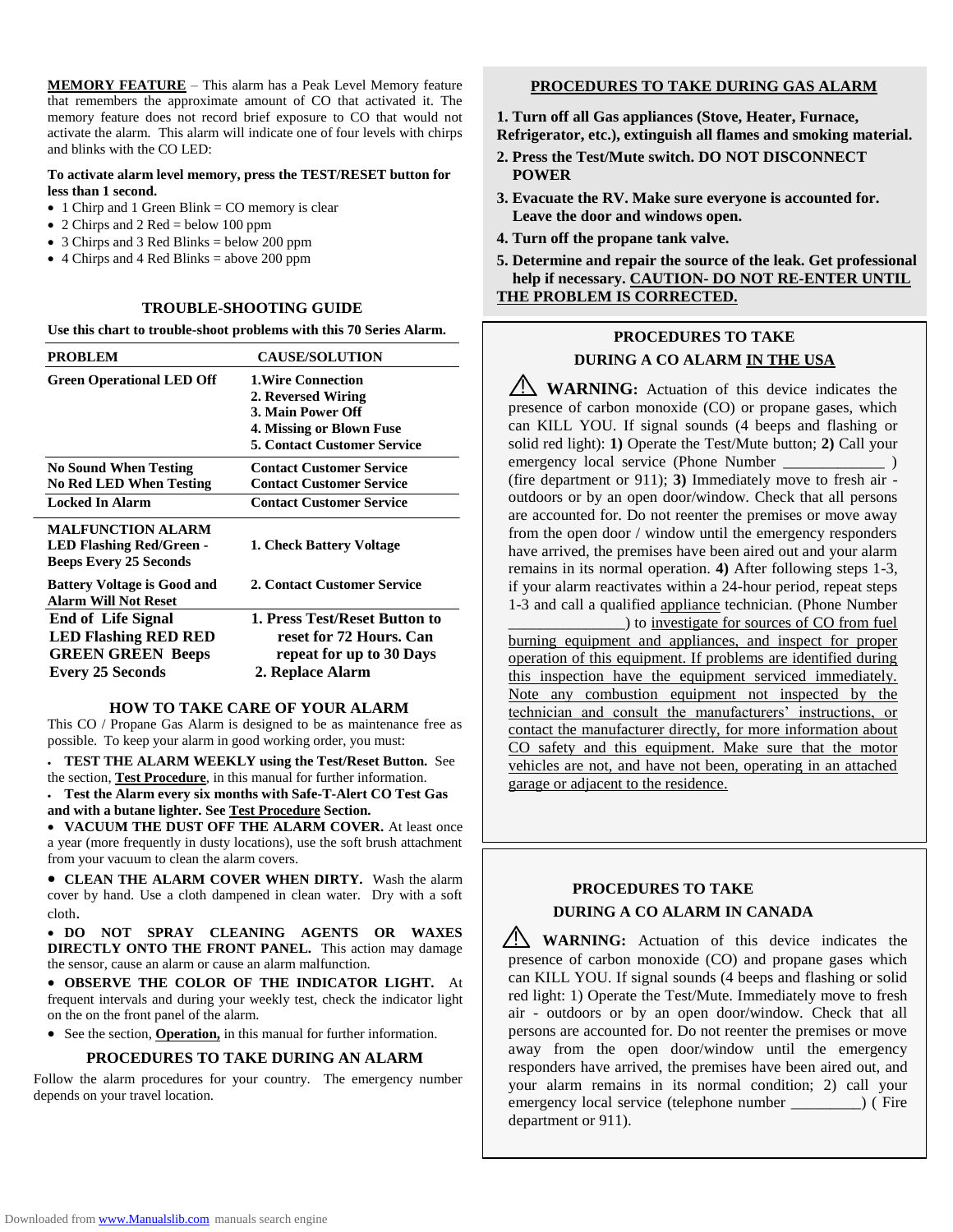**MEMORY FEATURE** – This alarm has a Peak Level Memory feature that remembers the approximate amount of CO that activated it. The memory feature does not record brief exposure to CO that would not activate the alarm. This alarm will indicate one of four levels with chirps and blinks with the CO LED:

**To activate alarm level memory, press the TEST/RESET button for less than 1 second.**

- 1 Chirp and 1 Green Blink = CO memory is clear
- 2 Chirps and 2 Red = below 100 ppm
- 3 Chirps and 3 Red Blinks = below 200 ppm
- 4 Chirps and 4 Red Blinks = above 200 ppm

## TROUBLE-SHOOTING GUIDE

**Use this chart to trouble-shoot problems with this 70 Series Alarm.**

| PROBLEM | CAUSE/SOLUTION |
|---|---|
| **Green Operational LED Off** | **1.Wire Connection**<br>**2. Reversed Wiring**<br>**3. Main Power Off**<br>**4. Missing or Blown Fuse**<br>**5. Contact Customer Service** |
| **No Sound When Testing** | **Contact Customer Service** |
| **No Red LED When Testing** | **Contact Customer Service** |
| **Locked In Alarm** | **Contact Customer Service** |
| **MALFUNCTION ALARM LED Flashing Red/Green - Beeps Every 25 Seconds** | **1. Check Battery Voltage** |
| **Battery Voltage is Good and Alarm Will Not Reset** | **2. Contact Customer Service** |
| **End of Life Signal LED Flashing RED RED GREEN GREEN Beeps Every 25 Seconds** | **1. Press Test/Reset Button to reset for 72 Hours. Can repeat for up to 30 Days**<br>**2. Replace Alarm** |

## HOW TO TAKE CARE OF YOUR ALARM

This CO / Propane Gas Alarm is designed to be as maintenance free as possible. To keep your alarm in good working order, you must:

- **TEST THE ALARM WEEKLY using the Test/Reset Button.** See the section, **Test Procedure**, in this manual for further information.
- **Test the Alarm every six months with Safe-T-Alert CO Test Gas and with a butane lighter. See Test Procedure Section.**
- **VACUUM THE DUST OFF THE ALARM COVER.** At least once a year (more frequently in dusty locations), use the soft brush attachment from your vacuum to clean the alarm covers.
- **CLEAN THE ALARM COVER WHEN DIRTY.** Wash the alarm cover by hand. Use a cloth dampened in clean water. Dry with a soft cloth.
- **DO NOT SPRAY CLEANING AGENTS OR WAXES DIRECTLY ONTO THE FRONT PANEL.** This action may damage the sensor, cause an alarm or cause an alarm malfunction.
- **OBSERVE THE COLOR OF THE INDICATOR LIGHT.** At frequent intervals and during your weekly test, check the indicator light on the on the front panel of the alarm.
- See the section, **Operation,** in this manual for further information.

## PROCEDURES TO TAKE DURING AN ALARM

Follow the alarm procedures for your country. The emergency number depends on your travel location.

## PROCEDURES TO TAKE DURING GAS ALARM

**1. Turn off all Gas appliances (Stove, Heater, Furnace, Refrigerator, etc.), extinguish all flames and smoking material.**

**2. Press the Test/Mute switch. DO NOT DISCONNECT POWER**

**3. Evacuate the RV. Make sure everyone is accounted for. Leave the door and windows open.**

**4. Turn off the propane tank valve.**

**5. Determine and repair the source of the leak. Get professional help if necessary. CAUTION- DO NOT RE-ENTER UNTIL THE PROBLEM IS CORRECTED.**

## PROCEDURES TO TAKE DURING A CO ALARM IN THE USA

⚠ **WARNING:** Actuation of this device indicates the presence of carbon monoxide (CO) or propane gases, which can KILL YOU. If signal sounds (4 beeps and flashing or solid red light): **1)** Operate the Test/Mute button; **2)** Call your emergency local service (Phone Number _____________ ) (fire department or 911); **3)** Immediately move to fresh air - outdoors or by an open door/window. Check that all persons are accounted for. Do not reenter the premises or move away from the open door / window until the emergency responders have arrived, the premises have been aired out and your alarm remains in its normal operation. **4)** After following steps 1-3, if your alarm reactivates within a 24-hour period, repeat steps 1-3 and call a qualified appliance technician. (Phone Number _______________) to investigate for sources of CO from fuel burning equipment and appliances, and inspect for proper operation of this equipment. If problems are identified during this inspection have the equipment serviced immediately. Note any combustion equipment not inspected by the technician and consult the manufacturers' instructions, or contact the manufacturer directly, for more information about CO safety and this equipment. Make sure that the motor vehicles are not, and have not been, operating in an attached garage or adjacent to the residence.

## PROCEDURES TO TAKE DURING A CO ALARM IN CANADA

⚠ **WARNING:** Actuation of this device indicates the presence of carbon monoxide (CO) and propane gases which can KILL YOU. If signal sounds (4 beeps and flashing or solid red light: 1) Operate the Test/Mute. Immediately move to fresh air - outdoors or by an open door/window. Check that all persons are accounted for. Do not reenter the premises or move away from the open door/window until the emergency responders have arrived, the premises have been aired out, and your alarm remains in its normal condition; 2) call your emergency local service (telephone number _________) ( Fire department or 911).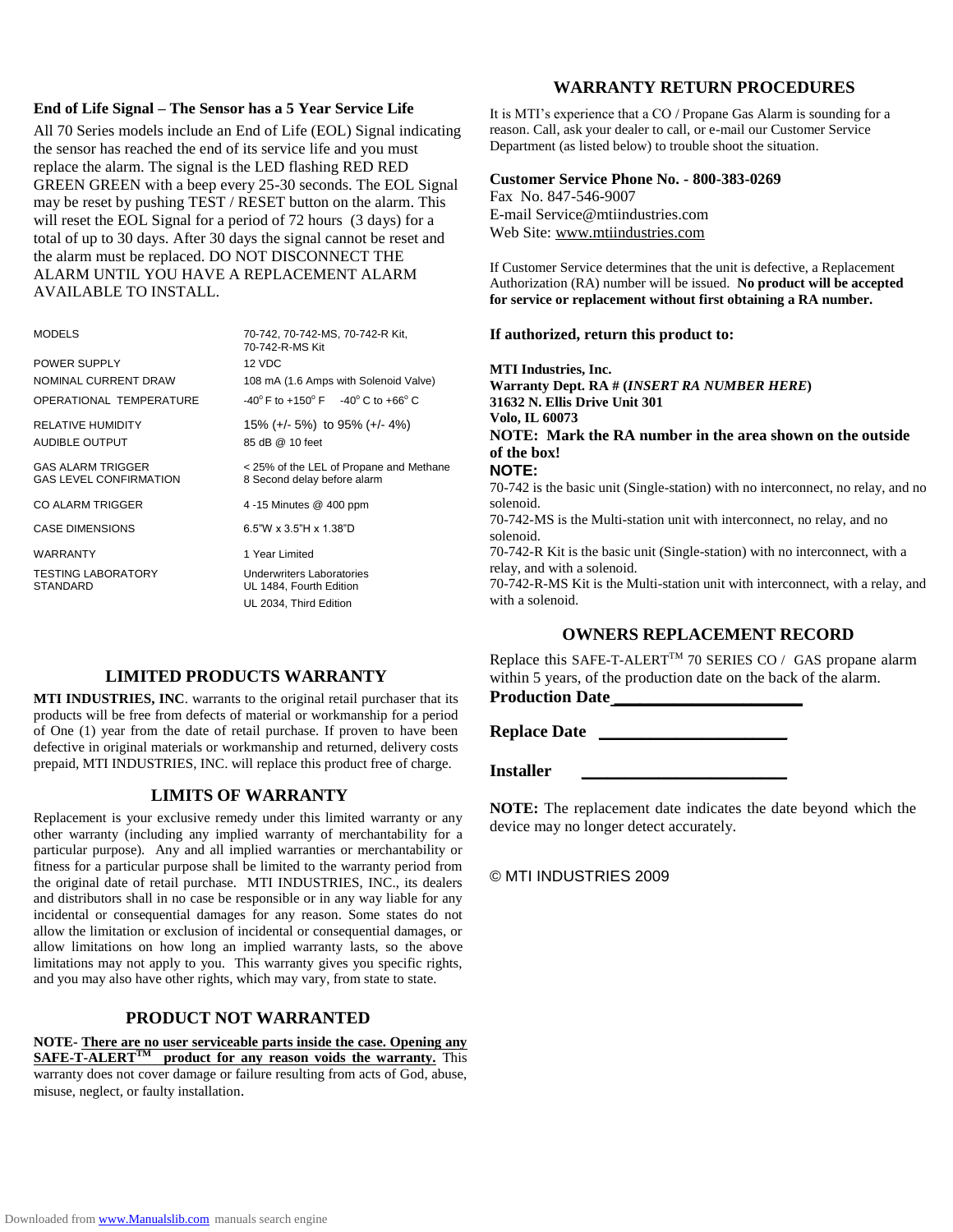## End of Life Signal – The Sensor has a 5 Year Service Life

All 70 Series models include an End of Life (EOL) Signal indicating the sensor has reached the end of its service life and you must replace the alarm. The signal is the LED flashing RED RED GREEN GREEN with a beep every 25-30 seconds. The EOL Signal may be reset by pushing TEST / RESET button on the alarm. This will reset the EOL Signal for a period of 72 hours (3 days) for a total of up to 30 days. After 30 days the signal cannot be reset and the alarm must be replaced. DO NOT DISCONNECT THE ALARM UNTIL YOU HAVE A REPLACEMENT ALARM AVAILABLE TO INSTALL.

| | |
|---|---|
| MODELS | 70-742, 70-742-MS, 70-742-R Kit, 70-742-R-MS Kit |
| POWER SUPPLY | 12 VDC |
| NOMINAL CURRENT DRAW | 108 mA (1.6 Amps with Solenoid Valve) |
| OPERATIONAL TEMPERATURE | -40° F to +150° F -40° C to +66° C |
| RELATIVE HUMIDITY | 15% (+/- 5%) to 95% (+/- 4%) |
| AUDIBLE OUTPUT | 85 dB @ 10 feet |
| GAS ALARM TRIGGER<br>GAS LEVEL CONFIRMATION | < 25% of the LEL of Propane and Methane<br>8 Second delay before alarm |
| CO ALARM TRIGGER | 4 -15 Minutes @ 400 ppm |
| CASE DIMENSIONS | 6.5"W x 3.5"H x 1.38"D |
| WARRANTY | 1 Year Limited |
| TESTING LABORATORY STANDARD | Underwriters Laboratories<br>UL 1484, Fourth Edition<br>UL 2034, Third Edition |

## LIMITED PRODUCTS WARRANTY

**MTI INDUSTRIES, INC**. warrants to the original retail purchaser that its products will be free from defects of material or workmanship for a period of One (1) year from the date of retail purchase. If proven to have been defective in original materials or workmanship and returned, delivery costs prepaid, MTI INDUSTRIES, INC. will replace this product free of charge.

## LIMITS OF WARRANTY

Replacement is your exclusive remedy under this limited warranty or any other warranty (including any implied warranty of merchantability for a particular purpose). Any and all implied warranties or merchantability or fitness for a particular purpose shall be limited to the warranty period from the original date of retail purchase. MTI INDUSTRIES, INC., its dealers and distributors shall in no case be responsible or in any way liable for any incidental or consequential damages for any reason. Some states do not allow the limitation or exclusion of incidental or consequential damages, or allow limitations on how long an implied warranty lasts, so the above limitations may not apply to you. This warranty gives you specific rights, and you may also have other rights, which may vary, from state to state.

## PRODUCT NOT WARRANTED

**NOTE- There are no user serviceable parts inside the case. Opening any SAFE-T-ALERT™ product for any reason voids the warranty.** This warranty does not cover damage or failure resulting from acts of God, abuse, misuse, neglect, or faulty installation.

## WARRANTY RETURN PROCEDURES

It is MTI's experience that a CO / Propane Gas Alarm is sounding for a reason. Call, ask your dealer to call, or e-mail our Customer Service Department (as listed below) to trouble shoot the situation.

**Customer Service Phone No. - 800-383-0269**
Fax No. 847-546-9007
E-mail Service@mtiindustries.com
Web Site: www.mtiindustries.com

If Customer Service determines that the unit is defective, a Replacement Authorization (RA) number will be issued. **No product will be accepted for service or replacement without first obtaining a RA number.**

**If authorized, return this product to:**

**MTI Industries, Inc.**
**Warranty Dept. RA # (*INSERT RA NUMBER HERE*)**
**31632 N. Ellis Drive Unit 301**
**Volo, IL 60073**
**NOTE: Mark the RA number in the area shown on the outside of the box!**

**NOTE:**
70-742 is the basic unit (Single-station) with no interconnect, no relay, and no solenoid.
70-742-MS is the Multi-station unit with interconnect, no relay, and no solenoid.
70-742-R Kit is the basic unit (Single-station) with no interconnect, with a relay, and with a solenoid.
70-742-R-MS Kit is the Multi-station unit with interconnect, with a relay, and with a solenoid.

## OWNERS REPLACEMENT RECORD

Replace this SAFE-T-ALERT™ 70 SERIES CO / GAS propane alarm within 5 years, of the production date on the back of the alarm.

**Production Date**______________________

**Replace Date** ______________________

**Installer** ______________________

**NOTE:** The replacement date indicates the date beyond which the device may no longer detect accurately.

© MTI INDUSTRIES 2009